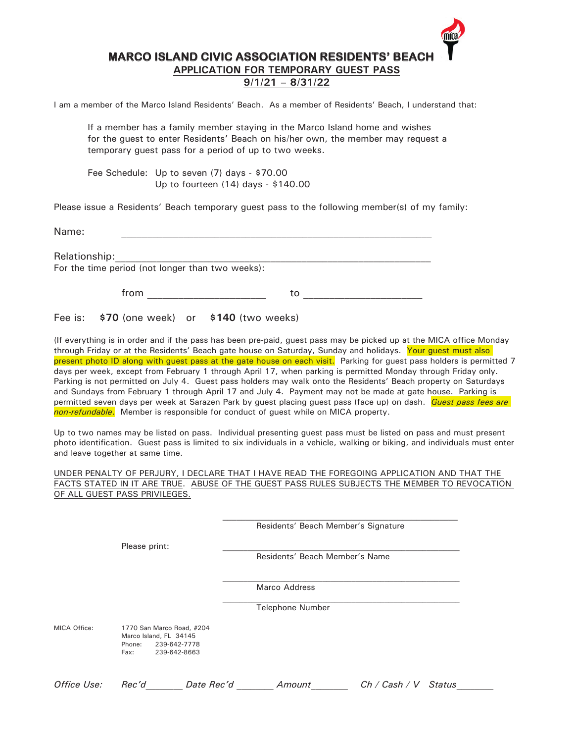# MARCO ISLAND CIVIC ASSOCIATION RESIDENTS' BEACH

## APPLICATION FOR TEMPORARY GUEST PASS

## 9/1/21 – 8/31/22

I am a member of the Marco Island Residents' Beach. As a member of Residents' Beach, I understand that:

> If a member has a family member staying in the Marco Island home and wishes for the guest to enter Residents' Beach on his/her own, the member may request a temporary guest pass for a period of up to two weeks.
>
> Fee Schedule: Up to seven (7) days - $70.00
> Up to fourteen (14) days - $140.00

Please issue a Residents' Beach temporary guest pass to the following member(s) of my family:

Name: ______________________________________________

Relationship: ______________________________________________

For the time period (not longer than two weeks):

from ____________________ to ____________________

Fee is: **$70** (one week) or **$140** (two weeks)

(If everything is in order and if the pass has been pre-paid, guest pass may be picked up at the MICA office Monday through Friday or at the Residents' Beach gate house on Saturday, Sunday and holidays. Your guest must also present photo ID along with guest pass at the gate house on each visit. Parking for guest pass holders is permitted 7 days per week, except from February 1 through April 17, when parking is permitted Monday through Friday only. Parking is not permitted on July 4. Guest pass holders may walk onto the Residents' Beach property on Saturdays and Sundays from February 1 through April 17 and July 4. Payment may not be made at gate house. Parking is permitted seven days per week at Sarazen Park by guest placing guest pass (face up) on dash. *Guest pass fees are non-refundable*. Member is responsible for conduct of guest while on MICA property.

Up to two names may be listed on pass. Individual presenting guest pass must be listed on pass and must present photo identification. Guest pass is limited to six individuals in a vehicle, walking or biking, and individuals must enter and leave together at same time.

UNDER PENALTY OF PERJURY, I DECLARE THAT I HAVE READ THE FOREGOING APPLICATION AND THAT THE FACTS STATED IN IT ARE TRUE. ABUSE OF THE GUEST PASS RULES SUBJECTS THE MEMBER TO REVOCATION OF ALL GUEST PASS PRIVILEGES.

______________________________________________
Residents' Beach Member's Signature

Please print:

______________________________________________
Residents' Beach Member's Name

______________________________________________
Marco Address

______________________________________________
Telephone Number

MICA Office: 1770 San Marco Road, #204
Marco Island, FL 34145
Phone: 239-642-7778
Fax: 239-642-8663

*Office Use: Rec'd_______ Date Rec'd _______ Amount_______ Ch / Cash / V Status_______*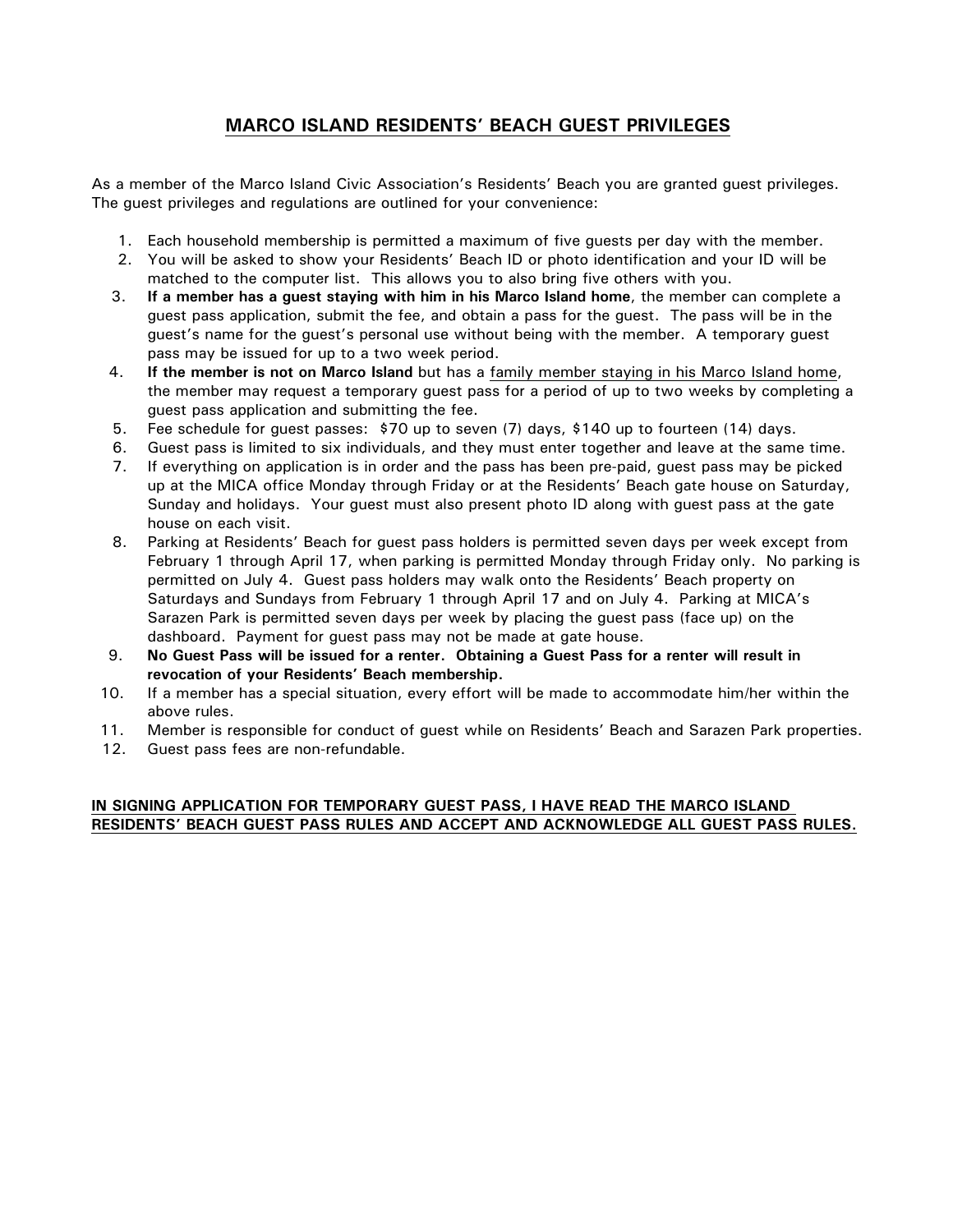## MARCO ISLAND RESIDENTS' BEACH GUEST PRIVILEGES

As a member of the Marco Island Civic Association's Residents' Beach you are granted guest privileges. The guest privileges and regulations are outlined for your convenience:

1. Each household membership is permitted a maximum of five guests per day with the member.
2. You will be asked to show your Residents' Beach ID or photo identification and your ID will be matched to the computer list. This allows you to also bring five others with you.
3. **If a member has a guest staying with him in his Marco Island home**, the member can complete a guest pass application, submit the fee, and obtain a pass for the guest. The pass will be in the guest's name for the guest's personal use without being with the member. A temporary guest pass may be issued for up to a two week period.
4. **If the member is not on Marco Island** but has a family member staying in his Marco Island home, the member may request a temporary guest pass for a period of up to two weeks by completing a guest pass application and submitting the fee.
5. Fee schedule for guest passes: $70 up to seven (7) days, $140 up to fourteen (14) days.
6. Guest pass is limited to six individuals, and they must enter together and leave at the same time.
7. If everything on application is in order and the pass has been pre-paid, guest pass may be picked up at the MICA office Monday through Friday or at the Residents' Beach gate house on Saturday, Sunday and holidays. Your guest must also present photo ID along with guest pass at the gate house on each visit.
8. Parking at Residents' Beach for guest pass holders is permitted seven days per week except from February 1 through April 17, when parking is permitted Monday through Friday only. No parking is permitted on July 4. Guest pass holders may walk onto the Residents' Beach property on Saturdays and Sundays from February 1 through April 17 and on July 4. Parking at MICA's Sarazen Park is permitted seven days per week by placing the guest pass (face up) on the dashboard. Payment for guest pass may not be made at gate house.
9. **No Guest Pass will be issued for a renter. Obtaining a Guest Pass for a renter will result in revocation of your Residents' Beach membership.**
10. If a member has a special situation, every effort will be made to accommodate him/her within the above rules.
11. Member is responsible for conduct of guest while on Residents' Beach and Sarazen Park properties.
12. Guest pass fees are non-refundable.

**IN SIGNING APPLICATION FOR TEMPORARY GUEST PASS, I HAVE READ THE MARCO ISLAND RESIDENTS' BEACH GUEST PASS RULES AND ACCEPT AND ACKNOWLEDGE ALL GUEST PASS RULES.**